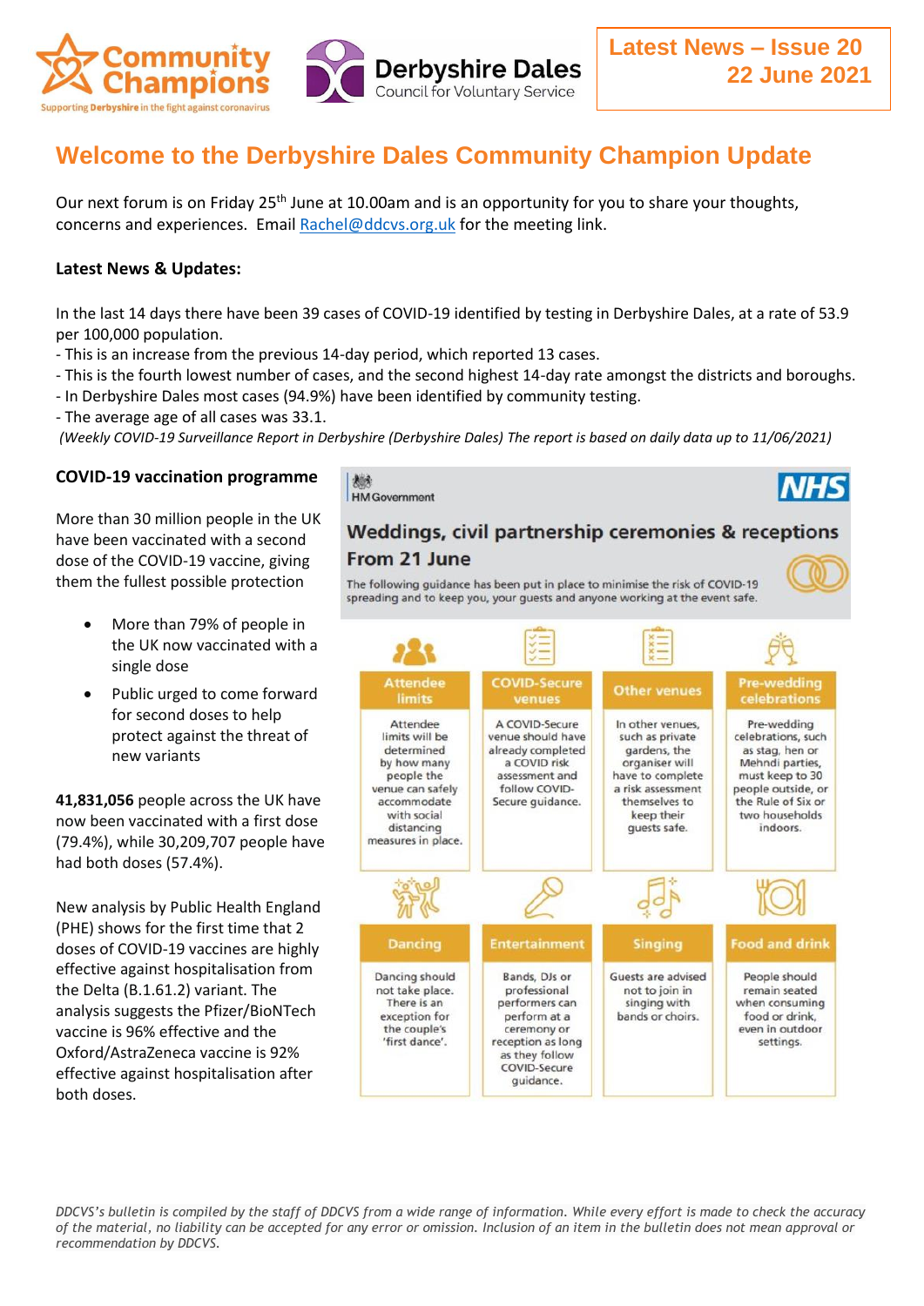Latest News – Issue 20
22 June 2021

# Welcome to the Derbyshire Dales Community Champion Update

Our next forum is on Friday 25th June at 10.00am and is an opportunity for you to share your thoughts, concerns and experiences. Email Rachel@ddcvs.org.uk for the meeting link.

**Latest News & Updates:**

In the last 14 days there have been 39 cases of COVID-19 identified by testing in Derbyshire Dales, at a rate of 53.9 per 100,000 population.
- This is an increase from the previous 14-day period, which reported 13 cases.
- This is the fourth lowest number of cases, and the second highest 14-day rate amongst the districts and boroughs.
- In Derbyshire Dales most cases (94.9%) have been identified by community testing.
- The average age of all cases was 33.1.

*(Weekly COVID-19 Surveillance Report in Derbyshire (Derbyshire Dales) The report is based on daily data up to 11/06/2021)*

**COVID-19 vaccination programme**

More than 30 million people in the UK have been vaccinated with a second dose of the COVID-19 vaccine, giving them the fullest possible protection

- More than 79% of people in the UK now vaccinated with a single dose
- Public urged to come forward for second doses to help protect against the threat of new variants

**41,831,056** people across the UK have now been vaccinated with a first dose (79.4%), while 30,209,707 people have had both doses (57.4%).

New analysis by Public Health England (PHE) shows for the first time that 2 doses of COVID-19 vaccines are highly effective against hospitalisation from the Delta (B.1.61.2) variant. The analysis suggests the Pfizer/BioNTech vaccine is 96% effective and the Oxford/AstraZeneca vaccine is 92% effective against hospitalisation after both doses.

HM Government | NHS

## Weddings, civil partnership ceremonies & receptions From 21 June

The following guidance has been put in place to minimise the risk of COVID-19 spreading and to keep you, your guests and anyone working at the event safe.

| Attendee limits | COVID-Secure venues | Other venues | Pre-wedding celebrations |
|---|---|---|---|
| Attendee limits will be determined by how many people the venue can safely accommodate with social distancing measures in place. | A COVID-Secure venue should have already completed a COVID risk assessment and follow COVID-Secure guidance. | In other venues, such as private gardens, the organiser will have to complete a risk assessment themselves to keep their guests safe. | Pre-wedding celebrations, such as stag, hen or Mehndi parties, must keep to 30 people outside, or the Rule of Six or two households indoors. |

| Dancing | Entertainment | Singing | Food and drink |
|---|---|---|---|
| Dancing should not take place. There is an exception for the couple's 'first dance'. | Bands, DJs or professional performers can perform at a ceremony or reception as long as they follow COVID-Secure guidance. | Guests are advised not to join in singing with bands or choirs. | People should remain seated when consuming food or drink, even in outdoor settings. |

*DDCVS's bulletin is compiled by the staff of DDCVS from a wide range of information. While every effort is made to check the accuracy of the material, no liability can be accepted for any error or omission. Inclusion of an item in the bulletin does not mean approval or recommendation by DDCVS.*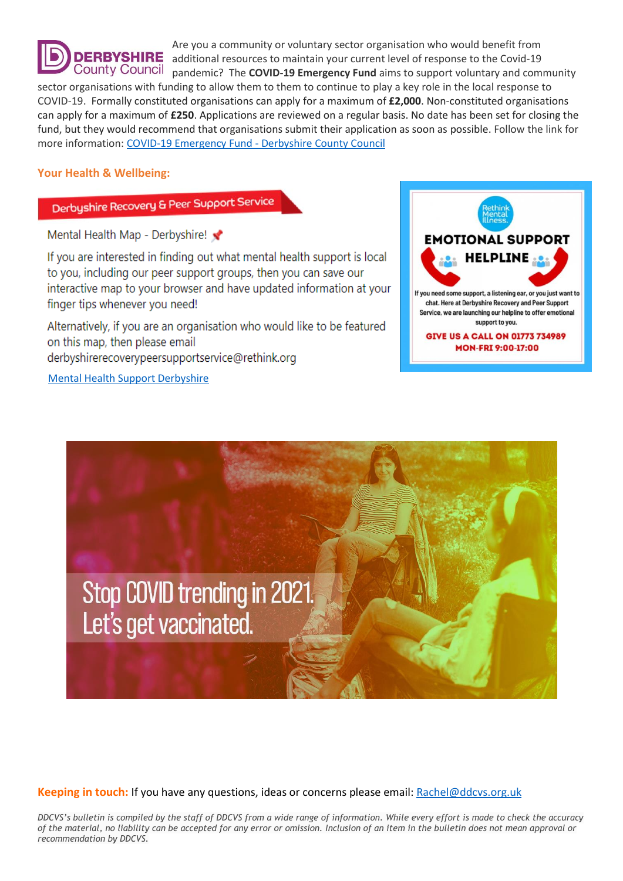**DERBYSHIRE County Council**

Are you a community or voluntary sector organisation who would benefit from additional resources to maintain your current level of response to the Covid-19 pandemic? The **COVID-19 Emergency Fund** aims to support voluntary and community sector organisations with funding to allow them to them to continue to play a key role in the local response to COVID-19. Formally constituted organisations can apply for a maximum of **£2,000**. Non-constituted organisations can apply for a maximum of **£250**. Applications are reviewed on a regular basis. No date has been set for closing the fund, but they would recommend that organisations submit their application as soon as possible. Follow the link for more information: [COVID-19 Emergency Fund - Derbyshire County Council]

## Your Health & Wellbeing:

**Derbyshire Recovery & Peer Support Service**

Mental Health Map - Derbyshire! 📌

If you are interested in finding out what mental health support is local to you, including our peer support groups, then you can save our interactive map to your browser and have updated information at your finger tips whenever you need!

Alternatively, if you are an organisation who would like to be featured on this map, then please email derbyshirerecoverypeersupportservice@rethink.org

[Mental Health Support Derbyshire]

Rethink Mental Illness.

**EMOTIONAL SUPPORT HELPLINE**

If you need some support, a listening ear, or you just want to chat. Here at Derbyshire Recovery and Peer Support Service, we are launching our helpline to offer emotional support to you.

**GIVE US A CALL ON 01773 734989**
**MON-FRI 9:00-17:00**

Stop COVID trending in 2021.
Let's get vaccinated.

**Keeping in touch:** If you have any questions, ideas or concerns please email: Rachel@ddcvs.org.uk

*DDCVS's bulletin is compiled by the staff of DDCVS from a wide range of information. While every effort is made to check the accuracy of the material, no liability can be accepted for any error or omission. Inclusion of an item in the bulletin does not mean approval or recommendation by DDCVS.*